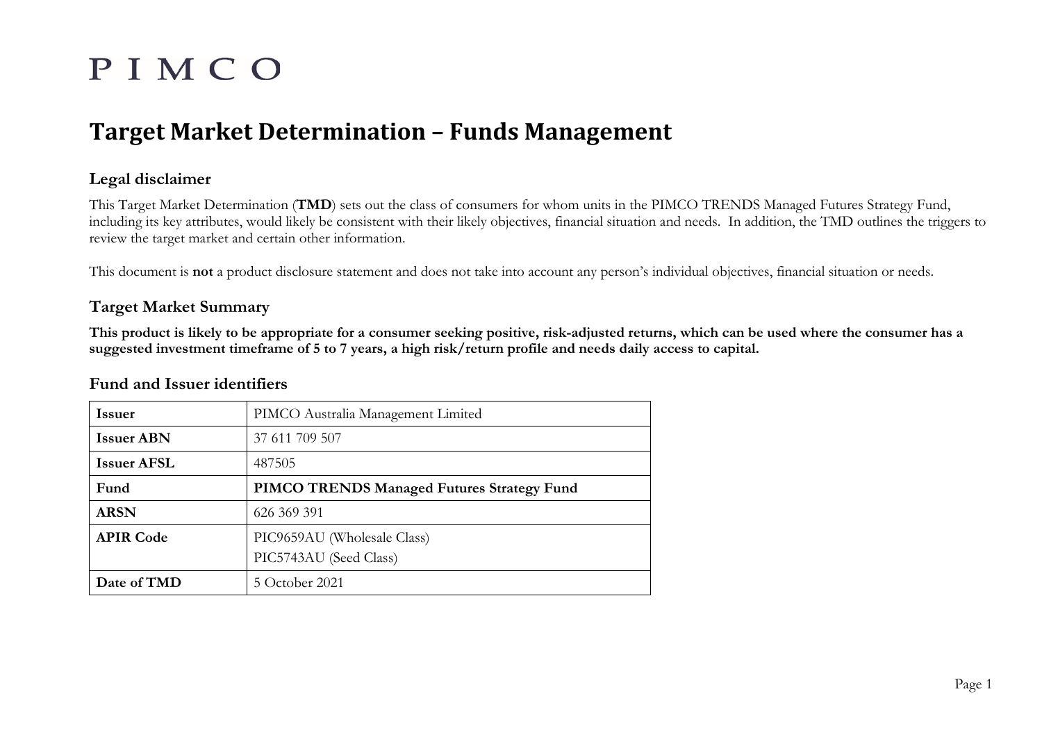PIMCO

# Target Market Determination – Funds Management

## Legal disclaimer

This Target Market Determination (**TMD**) sets out the class of consumers for whom units in the PIMCO TRENDS Managed Futures Strategy Fund, including its key attributes, would likely be consistent with their likely objectives, financial situation and needs. In addition, the TMD outlines the triggers to review the target market and certain other information.

This document is **not** a product disclosure statement and does not take into account any person's individual objectives, financial situation or needs.

## Target Market Summary

**This product is likely to be appropriate for a consumer seeking positive, risk-adjusted returns, which can be used where the consumer has a suggested investment timeframe of 5 to 7 years, a high risk/return profile and needs daily access to capital.**

## Fund and Issuer identifiers

| | |
|---|---|
| **Issuer** | PIMCO Australia Management Limited |
| **Issuer ABN** | 37 611 709 507 |
| **Issuer AFSL** | 487505 |
| **Fund** | **PIMCO TRENDS Managed Futures Strategy Fund** |
| **ARSN** | 626 369 391 |
| **APIR Code** | PIC9659AU (Wholesale Class)<br>PIC5743AU (Seed Class) |
| **Date of TMD** | 5 October 2021 |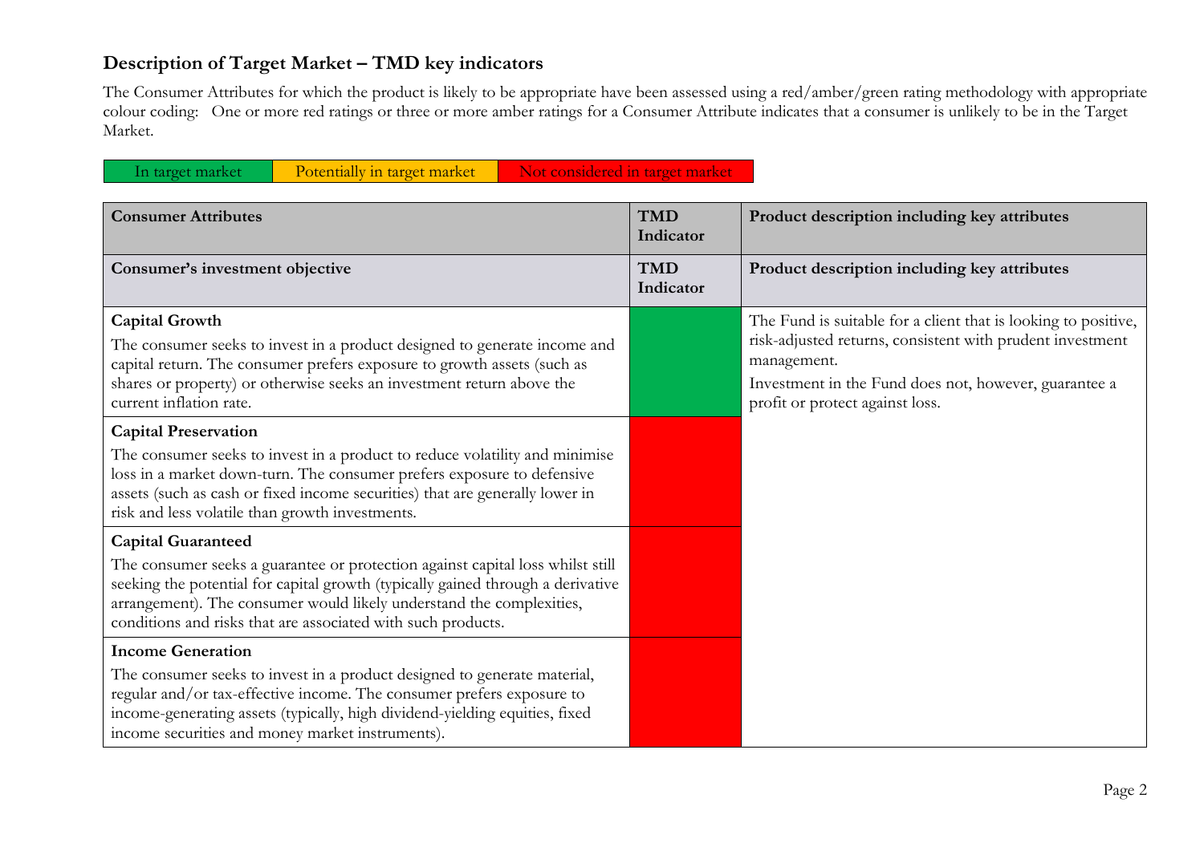## Description of Target Market – TMD key indicators

The Consumer Attributes for which the product is likely to be appropriate have been assessed using a red/amber/green rating methodology with appropriate colour coding: One or more red ratings or three or more amber ratings for a Consumer Attribute indicates that a consumer is unlikely to be in the Target Market.

| In target market | Potentially in target market | Not considered in target market |
|---|---|---|

| Consumer Attributes | TMD Indicator | Product description including key attributes |
|---|---|---|
| **Consumer's investment objective** | **TMD Indicator** | **Product description including key attributes** |
| **Capital Growth**<br>The consumer seeks to invest in a product designed to generate income and capital return. The consumer prefers exposure to growth assets (such as shares or property) or otherwise seeks an investment return above the current inflation rate. | In target market (green) | The Fund is suitable for a client that is looking to positive, risk-adjusted returns, consistent with prudent investment management.<br>Investment in the Fund does not, however, guarantee a profit or protect against loss. |
| **Capital Preservation**<br>The consumer seeks to invest in a product to reduce volatility and minimise loss in a market down-turn. The consumer prefers exposure to defensive assets (such as cash or fixed income securities) that are generally lower in risk and less volatile than growth investments. | Not considered in target market (red) | |
| **Capital Guaranteed**<br>The consumer seeks a guarantee or protection against capital loss whilst still seeking the potential for capital growth (typically gained through a derivative arrangement). The consumer would likely understand the complexities, conditions and risks that are associated with such products. | Not considered in target market (red) | |
| **Income Generation**<br>The consumer seeks to invest in a product designed to generate material, regular and/or tax-effective income. The consumer prefers exposure to income-generating assets (typically, high dividend-yielding equities, fixed income securities and money market instruments). | Not considered in target market (red) | |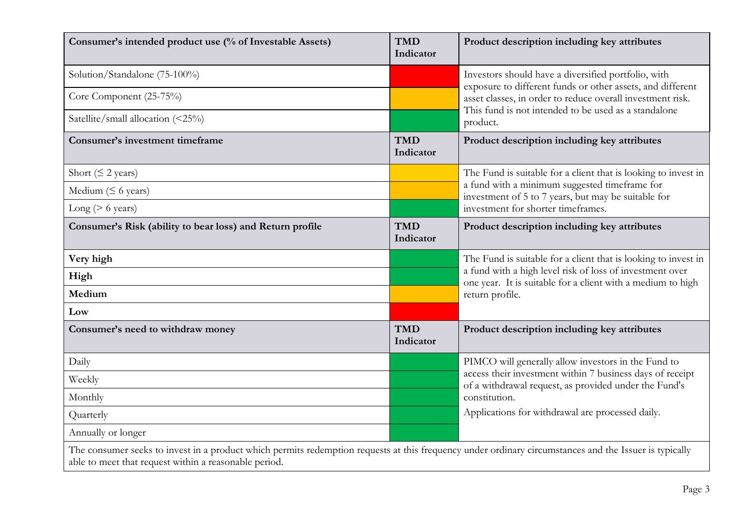| Consumer's intended product use (% of Investable Assets) | TMD Indicator | Product description including key attributes |
|---|---|---|
| Solution/Standalone (75-100%) | | Investors should have a diversified portfolio, with exposure to different funds or other assets, and different asset classes, in order to reduce overall investment risk. This fund is not intended to be used as a standalone product. |
| Core Component (25-75%) | | |
| Satellite/small allocation (<25%) | | |
| **Consumer's investment timeframe** | **TMD Indicator** | **Product description including key attributes** |
| Short (≤ 2 years) | | The Fund is suitable for a client that is looking to invest in a fund with a minimum suggested timeframe for investment of 5 to 7 years, but may be suitable for investment for shorter timeframes. |
| Medium (≤ 6 years) | | |
| Long (> 6 years) | | |
| **Consumer's Risk (ability to bear loss) and Return profile** | **TMD Indicator** | **Product description including key attributes** |
| **Very high** | | The Fund is suitable for a client that is looking to invest in a fund with a high level risk of loss of investment over one year. It is suitable for a client with a medium to high return profile. |
| **High** | | |
| **Medium** | | |
| **Low** | | |
| **Consumer's need to withdraw money** | **TMD Indicator** | **Product description including key attributes** |
| Daily | | PIMCO will generally allow investors in the Fund to access their investment within 7 business days of receipt of a withdrawal request, as provided under the Fund's constitution. Applications for withdrawal are processed daily. |
| Weekly | | |
| Monthly | | |
| Quarterly | | |
| Annually or longer | | |

The consumer seeks to invest in a product which permits redemption requests at this frequency under ordinary circumstances and the Issuer is typically able to meet that request within a reasonable period.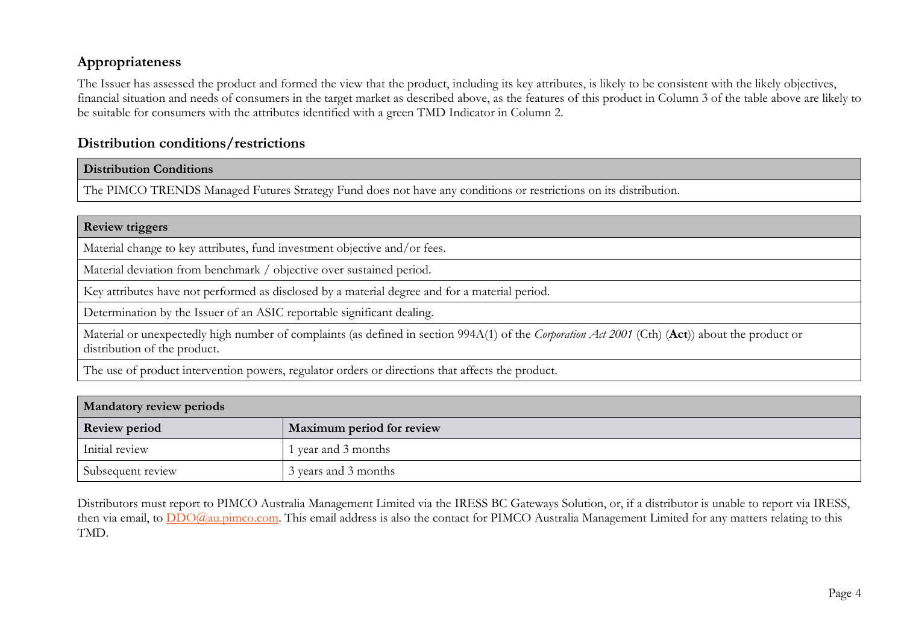## Appropriateness

The Issuer has assessed the product and formed the view that the product, including its key attributes, is likely to be consistent with the likely objectives, financial situation and needs of consumers in the target market as described above, as the features of this product in Column 3 of the table above are likely to be suitable for consumers with the attributes identified with a green TMD Indicator in Column 2.

## Distribution conditions/restrictions

| **Distribution Conditions** |
| --- |
| The PIMCO TRENDS Managed Futures Strategy Fund does not have any conditions or restrictions on its distribution. |

| **Review triggers** |
| --- |
| Material change to key attributes, fund investment objective and/or fees. |
| Material deviation from benchmark / objective over sustained period. |
| Key attributes have not performed as disclosed by a material degree and for a material period. |
| Determination by the Issuer of an ASIC reportable significant dealing. |
| Material or unexpectedly high number of complaints (as defined in section 994A(1) of the *Corporation Act 2001* (Cth) (**Act**)) about the product or distribution of the product. |
| The use of product intervention powers, regulator orders or directions that affects the product. |

| **Mandatory review periods** | |
| --- | --- |
| **Review period** | **Maximum period for review** |
| Initial review | 1 year and 3 months |
| Subsequent review | 3 years and 3 months |

Distributors must report to PIMCO Australia Management Limited via the IRESS BC Gateways Solution, or, if a distributor is unable to report via IRESS, then via email, to DDO@au.pimco.com. This email address is also the contact for PIMCO Australia Management Limited for any matters relating to this TMD.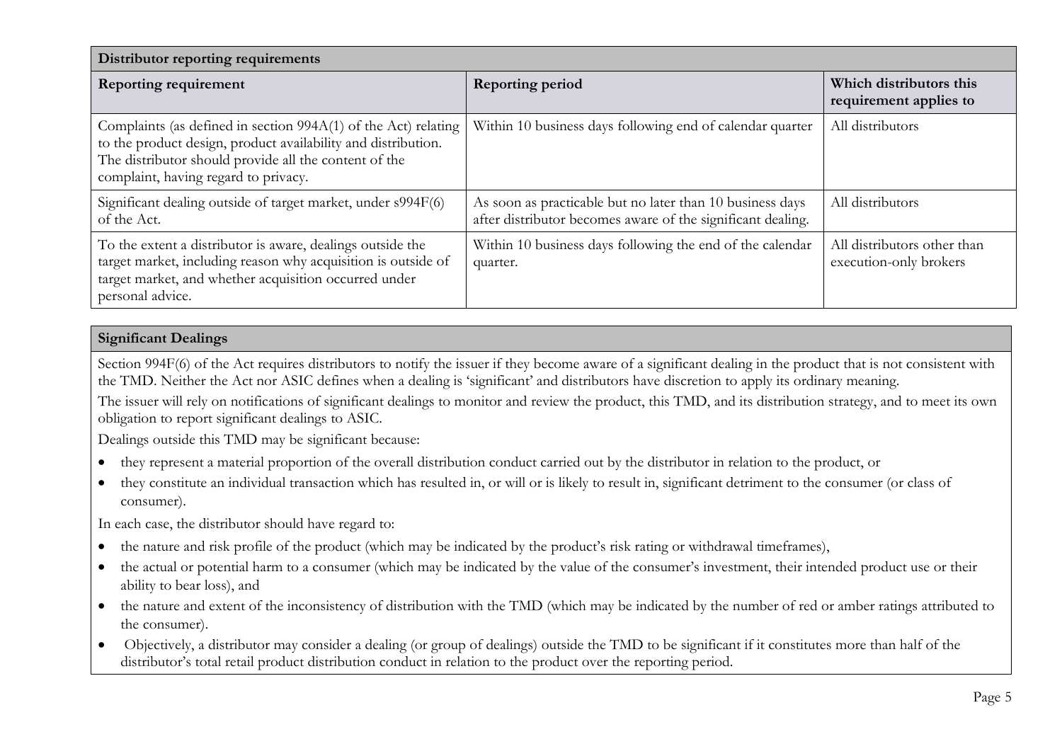| Distributor reporting requirements | | |
|---|---|---|
| **Reporting requirement** | **Reporting period** | **Which distributors this requirement applies to** |
| Complaints (as defined in section 994A(1) of the Act) relating to the product design, product availability and distribution. The distributor should provide all the content of the complaint, having regard to privacy. | Within 10 business days following end of calendar quarter | All distributors |
| Significant dealing outside of target market, under s994F(6) of the Act. | As soon as practicable but no later than 10 business days after distributor becomes aware of the significant dealing. | All distributors |
| To the extent a distributor is aware, dealings outside the target market, including reason why acquisition is outside of target market, and whether acquisition occurred under personal advice. | Within 10 business days following the end of the calendar quarter. | All distributors other than execution-only brokers |

## Significant Dealings

Section 994F(6) of the Act requires distributors to notify the issuer if they become aware of a significant dealing in the product that is not consistent with the TMD. Neither the Act nor ASIC defines when a dealing is 'significant' and distributors have discretion to apply its ordinary meaning.

The issuer will rely on notifications of significant dealings to monitor and review the product, this TMD, and its distribution strategy, and to meet its own obligation to report significant dealings to ASIC.

Dealings outside this TMD may be significant because:

- they represent a material proportion of the overall distribution conduct carried out by the distributor in relation to the product, or
- they constitute an individual transaction which has resulted in, or will or is likely to result in, significant detriment to the consumer (or class of consumer).

In each case, the distributor should have regard to:

- the nature and risk profile of the product (which may be indicated by the product's risk rating or withdrawal timeframes),
- the actual or potential harm to a consumer (which may be indicated by the value of the consumer's investment, their intended product use or their ability to bear loss), and
- the nature and extent of the inconsistency of distribution with the TMD (which may be indicated by the number of red or amber ratings attributed to the consumer).
- Objectively, a distributor may consider a dealing (or group of dealings) outside the TMD to be significant if it constitutes more than half of the distributor's total retail product distribution conduct in relation to the product over the reporting period.